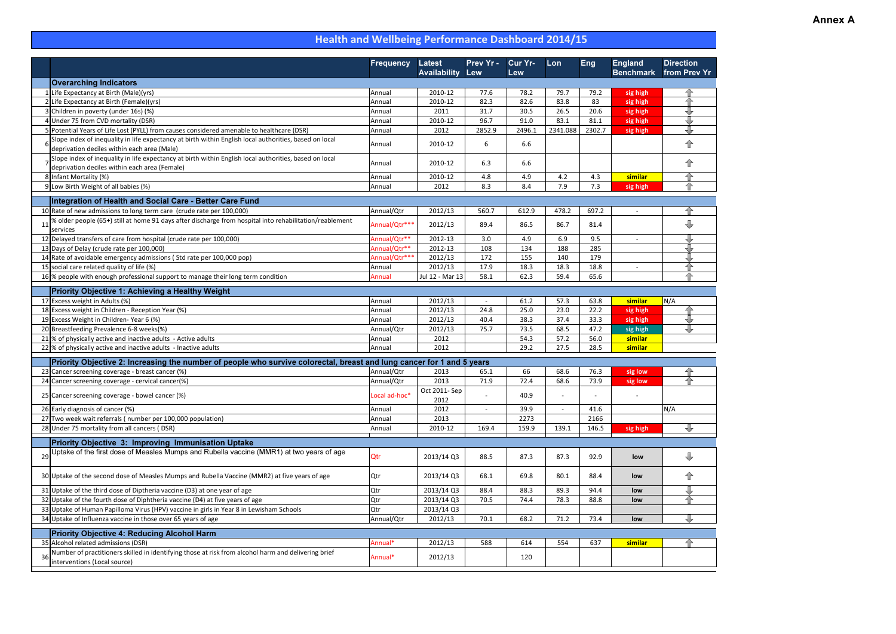Annex A

# Health and Wellbeing Performance Dashboard 2014/15

| | | Frequency | Latest Availability | Prev Yr - Lew | Cur Yr- Lew | Lon | Eng | England Benchmark | Direction from Prev Yr |
|---|---|---|---|---|---|---|---|---|---|
| | **Overarching Indicators** | | | | | | | | |
| 1 | Life Expectancy at Birth (Male)(yrs) | Annual | 2010-12 | 77.6 | 78.2 | 79.7 | 79.2 | sig high | ↑ |
| 2 | Life Expectancy at Birth (Female)(yrs) | Annual | 2010-12 | 82.3 | 82.6 | 83.8 | 83 | sig high | ↑ |
| 3 | Children in poverty (under 16s) (%) | Annual | 2011 | 31.7 | 30.5 | 26.5 | 20.6 | sig high | ↓ |
| 4 | Under 75 from CVD mortality (DSR) | Annual | 2010-12 | 96.7 | 91.0 | 83.1 | 81.1 | sig high | ↓ |
| 5 | Potential Years of Life Lost (PYLL) from causes considered amenable to healthcare (DSR) | Annual | 2012 | 2852.9 | 2496.1 | 2341.088 | 2302.7 | sig high | ↓ |
| 6 | Slope index of inequality in life expectancy at birth within English local authorities, based on local deprivation deciles within each area (Male) | Annual | 2010-12 | 6 | 6.6 | | | | ↑ |
| 7 | Slope index of inequality in life expectancy at birth within English local authorities, based on local deprivation deciles within each area (Female) | Annual | 2010-12 | 6.3 | 6.6 | | | | ↑ |
| 8 | Infant Mortality (%) | Annual | 2010-12 | 4.8 | 4.9 | 4.2 | 4.3 | similar | ↑ |
| 9 | Low Birth Weight of all babies (%) | Annual | 2012 | 8.3 | 8.4 | 7.9 | 7.3 | sig high | ↑ |
| | **Integration of Health and Social Care - Better Care Fund** | | | | | | | | |
| 10 | Rate of new admissions to long term care (crude rate per 100,000) | Annual/Qtr | 2012/13 | 560.7 | 612.9 | 478.2 | 697.2 | - | ↑ |
| 11 | % older people (65+) still at home 91 days after discharge from hospital into rehabilitation/reablement services | Annual/Qtr*** | 2012/13 | 89.4 | 86.5 | 86.7 | 81.4 | | ↓ |
| 12 | Delayed transfers of care from hospital (crude rate per 100,000) | Annual/Qtr** | 2012-13 | 3.0 | 4.9 | 6.9 | 9.5 | - | ↓ |
| 13 | Days of Delay (crude rate per 100,000) | Annual/Qtr** | 2012-13 | 108 | 134 | 188 | 285 | | ↓ |
| 14 | Rate of avoidable emergency admissions ( Std rate per 100,000 pop) | Annual/Qtr*** | 2012/13 | 172 | 155 | 140 | 179 | | ↓ |
| 15 | social care related quality of life (%) | Annual | 2012/13 | 17.9 | 18.3 | 18.3 | 18.8 | - | ↑ |
| 16 | % people with enough professional support to manage their long term condition | Annual | Jul 12 - Mar 13 | 58.1 | 62.3 | 59.4 | 65.6 | | ↑ |
| | **Priority Objective 1: Achieving a Healthy Weight** | | | | | | | | |
| 17 | Excess weight in Adults (%) | Annual | 2012/13 | - | 61.2 | 57.3 | 63.8 | similar | N/A |
| 18 | Excess weight in Children - Reception Year (%) | Annual | 2012/13 | 24.8 | 25.0 | 23.0 | 22.2 | sig high | ↑ |
| 19 | Excess Weight in Children- Year 6 (%) | Annual | 2012/13 | 40.4 | 38.3 | 37.4 | 33.3 | sig high | ↓ |
| 20 | Breastfeeding Prevalence 6-8 weeks(%) | Annual/Qtr | 2012/13 | 75.7 | 73.5 | 68.5 | 47.2 | sig high | ↓ |
| 21 | % of physically active and inactive adults - Active adults | Annual | 2012 | | 54.3 | 57.2 | 56.0 | similar | |
| 22 | % of physically active and inactive adults - Inactive adults | Annual | 2012 | | 29.2 | 27.5 | 28.5 | similar | |
| | **Priority Objective 2: Increasing the number of people who survive colorectal, breast and lung cancer for 1 and 5 years** | | | | | | | | |
| 23 | Cancer screening coverage - breast cancer (%) | Annual/Qtr | 2013 | 65.1 | 66 | 68.6 | 76.3 | sig low | ↑ |
| 24 | Cancer screening coverage - cervical cancer(%) | Annual/Qtr | 2013 | 71.9 | 72.4 | 68.6 | 73.9 | sig low | ↑ |
| 25 | Cancer screening coverage - bowel cancer (%) | Local ad-hoc* | Oct 2011- Sep 2012 | - | 40.9 | - | - | - | |
| 26 | Early diagnosis of cancer (%) | Annual | 2012 | - | 39.9 | - | 41.6 | | N/A |
| 27 | Two week wait referrals ( number per 100,000 population) | Annual | 2013 | | 2273 | | 2166 | | |
| 28 | Under 75 mortality from all cancers ( DSR) | Annual | 2010-12 | 169.4 | 159.9 | 139.1 | 146.5 | sig high | ↓ |
| | **Priority Objective 3: Improving Immunisation Uptake** | | | | | | | | |
| 29 | Uptake of the first dose of Measles Mumps and Rubella vaccine (MMR1) at two years of age | Qtr | 2013/14 Q3 | 88.5 | 87.3 | 87.3 | 92.9 | low | ↓ |
| 30 | Uptake of the second dose of Measles Mumps and Rubella Vaccine (MMR2) at five years of age | Qtr | 2013/14 Q3 | 68.1 | 69.8 | 80.1 | 88.4 | low | ↑ |
| 31 | Uptake of the third dose of Diptheria vaccine (D3) at one year of age | Qtr | 2013/14 Q3 | 88.4 | 88.3 | 89.3 | 94.4 | low | ↓ |
| 32 | Uptake of the fourth dose of Diphtheria vaccine (D4) at five years of age | Qtr | 2013/14 Q3 | 70.5 | 74.4 | 78.3 | 88.8 | low | ↑ |
| 33 | Uptake of Human Papilloma Virus (HPV) vaccine in girls in Year 8 in Lewisham Schools | Qtr | 2013/14 Q3 | | | | | | |
| 34 | Uptake of Influenza vaccine in those over 65 years of age | Annual/Qtr | 2012/13 | 70.1 | 68.2 | 71.2 | 73.4 | low | ↓ |
| | **Priority Objective 4: Reducing Alcohol Harm** | | | | | | | | |
| 35 | Alcohol related admissions (DSR) | Annual* | 2012/13 | 588 | 614 | 554 | 637 | similar | ↑ |
| 36 | Number of practitioners skilled in identifying those at risk from alcohol harm and delivering brief interventions (Local source) | Annual* | 2012/13 | | 120 | | | | |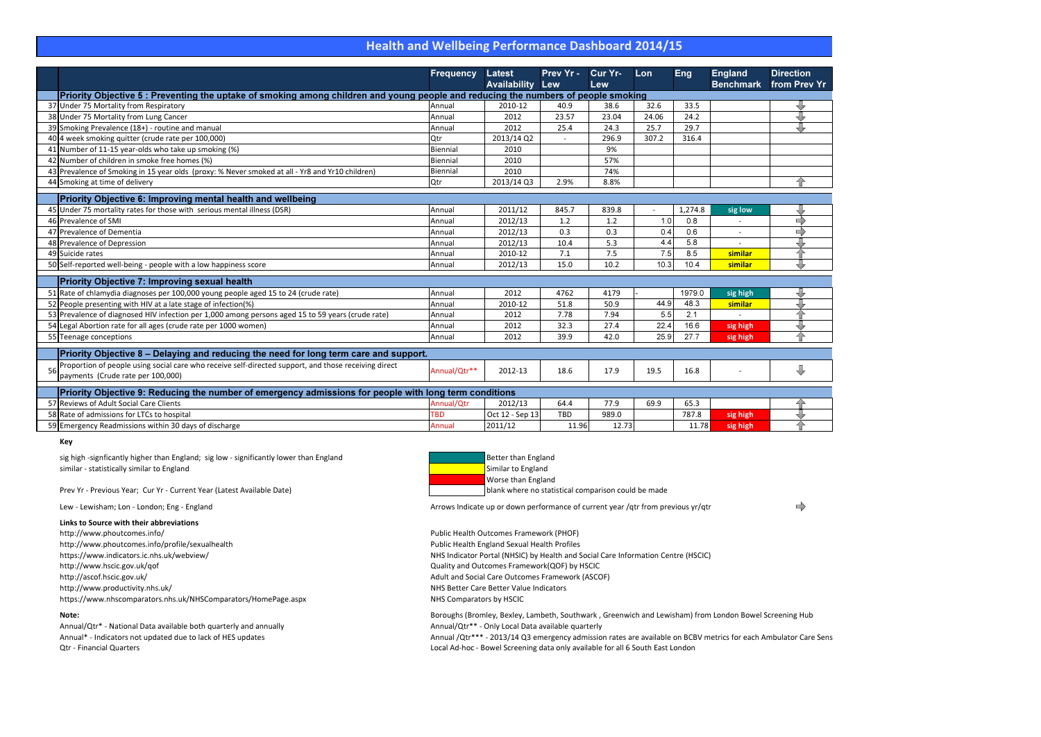# Health and Wellbeing Performance Dashboard 2014/15

| | | Frequency | Latest Availability | Prev Yr - Lew | Cur Yr- Lew | Lon | Eng | England Benchmark | Direction from Prev Yr |
|---|---|---|---|---|---|---|---|---|---|
| | **Priority Objective 5 : Preventing the uptake of smoking among children and young people and reducing the numbers of people smoking** | | | | | | | | |
| 37 | Under 75 Mortality from Respiratory | Annual | 2010-12 | 40.9 | 38.6 | 32.6 | 33.5 | | ↓ |
| 38 | Under 75 Mortality from Lung Cancer | Annual | 2012 | 23.57 | 23.04 | 24.06 | 24.2 | | ↓ |
| 39 | Smoking Prevalence (18+) - routine and manual | Annual | 2012 | 25.4 | 24.3 | 25.7 | 29.7 | | ↓ |
| 40 | 4 week smoking quitter (crude rate per 100,000) | Qtr | 2013/14 Q2 | - | 296.9 | 307.2 | 316.4 | | |
| 41 | Number of 11-15 year-olds who take up smoking (%) | Biennial | 2010 | | 9% | | | | |
| 42 | Number of children in smoke free homes (%) | Biennial | 2010 | | 57% | | | | |
| 43 | Prevalence of Smoking in 15 year olds (proxy: % Never smoked at all - Yr8 and Yr10 children) | Biennial | 2010 | | 74% | | | | |
| 44 | Smoking at time of delivery | Qtr | 2013/14 Q3 | 2.9% | 8.8% | | | | ↑ |
| | **Priority Objective 6: Improving mental health and wellbeing** | | | | | | | | |
| 45 | Under 75 mortality rates for those with serious mental illness (DSR) | Annual | 2011/12 | 845.7 | 839.8 | - | 1,274.8 | sig low | ↓ |
| 46 | Prevalence of SMI | Annual | 2012/13 | 1.2 | 1.2 | 1.0 | 0.8 | - | ⇨ |
| 47 | Prevalence of Dementia | Annual | 2012/13 | 0.3 | 0.3 | 0.4 | 0.6 | - | ⇨ |
| 48 | Prevalence of Depression | Annual | 2012/13 | 10.4 | 5.3 | 4.4 | 5.8 | - | ↓ |
| 49 | Suicide rates | Annual | 2010-12 | 7.1 | 7.5 | 7.5 | 8.5 | similar | ↑ |
| 50 | Self-reported well-being - people with a low happiness score | Annual | 2012/13 | 15.0 | 10.2 | 10.3 | 10.4 | similar | ↓ |
| | **Priority Objective 7: Improving sexual health** | | | | | | | | |
| 51 | Rate of chlamydia diagnoses per 100,000 young people aged 15 to 24 (crude rate) | Annual | 2012 | 4762 | 4179 | - | 1979.0 | sig high | ↓ |
| 52 | People presenting with HIV at a late stage of infection(%) | Annual | 2010-12 | 51.8 | 50.9 | 44.9 | 48.3 | similar | ↓ |
| 53 | Prevalence of diagnosed HIV infection per 1,000 among persons aged 15 to 59 years (crude rate) | Annual | 2012 | 7.78 | 7.94 | 5.5 | 2.1 | - | ↑ |
| 54 | Legal Abortion rate for all ages (crude rate per 1000 women) | Annual | 2012 | 32.3 | 27.4 | 22.4 | 16.6 | sig high | ↓ |
| 55 | Teenage conceptions | Annual | 2012 | 39.9 | 42.0 | 25.9 | 27.7 | sig high | ↑ |
| | **Priority Objective 8 – Delaying and reducing the need for long term care and support.** | | | | | | | | |
| 56 | Proportion of people using social care who receive self-directed support, and those receiving direct payments (Crude rate per 100,000) | Annual/Qtr** | 2012-13 | 18.6 | 17.9 | 19.5 | 16.8 | - | ↓ |
| | **Priority Objective 9: Reducing the number of emergency admissions for people with long term conditions** | | | | | | | | |
| 57 | Reviews of Adult Social Care Clients | Annual/Qtr | 2012/13 | 64.4 | 77.9 | 69.9 | 65.3 | | ↑ |
| 58 | Rate of admissions for LTCs to hospital | TBD | Oct 12 - Sep 13 | TBD | 989.0 | | 787.8 | sig high | ↓ |
| 59 | Emergency Readmissions within 30 days of discharge | Annual | 2011/12 | 11.96 | 12.73 | | 11.78 | sig high | ↑ |

**Key**

sig high -signficantly higher than England; sig low - significantly lower than England
similar - statistically similar to England

Prev Yr - Previous Year; Cur Yr - Current Year (Latest Available Date)

Lew - Lewisham; Lon - London; Eng - England

- Better than England (green)
- Similar to England (yellow)
- Worse than England (red)
- blank where no statistical comparison could be made

Arrows Indicate up or down performance of current year /qtr from previous yr/qtr ⇨

**Links to Source with their abbreviations**

| | |
|---|---|
| http://www.phoutcomes.info/ | Public Health Outcomes Framework (PHOF) |
| http://www.phoutcomes.info/profile/sexualhealth | Public Health England Sexual Health Profiles |
| https://www.indicators.ic.nhs.uk/webview/ | NHS Indicator Portal (NHSIC) by Health and Social Care Information Centre (HSCIC) |
| http://www.hscic.gov.uk/qof | Quality and Outcomes Framework(QOF) by HSCIC |
| http://ascof.hscic.gov.uk/ | Adult and Social Care Outcomes Framework (ASCOF) |
| http://www.productivity.nhs.uk/ | NHS Better Care Better Value Indicators |
| https://www.nhscomparators.nhs.uk/NHSComparators/HomePage.aspx | NHS Comparators by HSCIC |

**Note:**

Annual/Qtr* - National Data available both quarterly and annually
Annual* - Indicators not updated due to lack of HES updates
Qtr - Financial Quarters

Boroughs (Bromley, Bexley, Lambeth, Southwark , Greenwich and Lewisham) from London Bowel Screening Hub
Annual/Qtr** - Only Local Data available quarterly
Annual /Qtr*** - 2013/14 Q3 emergency admission rates are available on BCBV metrics for each Ambulator Care Sens
Local Ad-hoc - Bowel Screening data only available for all 6 South East London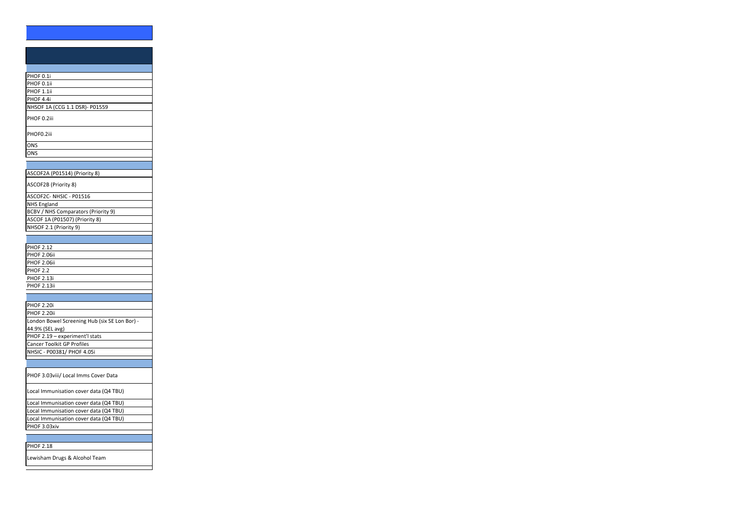| |
|---|
| |
| PHOF 0.1i |
| PHOF 0.1ii |
| PHOF 1.1ii |
| PHOF 4.4i |
| NHSOF 1A (CCG 1.1 DSR)- P01559 |
| PHOF 0.2iii |
| PHOF0.2iii |
| ONS |
| ONS |
| |
| ASCOF2A (P01514) (Priority 8) |
| ASCOF2B (Priority 8) |
| ASCOF2C- NHSIC - P01516 |
| NHS England |
| BCBV / NHS Comparators (Priority 9) |
| ASCOF 1A (P01507) (Priority 8) |
| NHSOF 2.1 (Priority 9) |
| |
| PHOF 2.12 |
| PHOF 2.06ii |
| PHOF 2.06ii |
| PHOF 2.2 |
| PHOF 2.13i |
| PHOF 2.13ii |
| |
| PHOF 2.20i |
| PHOF 2.20ii |
| London Bowel Screening Hub (six SE Lon Bor) - 44.9% (SEL avg) |
| PHOF 2.19 – experiment'l stats |
| Cancer Toolkit GP Profiles |
| NHSIC - P00381/ PHOF 4.05i |
| |
| PHOF 3.03viii/ Local Imms Cover Data |
| Local Immunisation cover data (Q4 TBU) |
| Local Immunisation cover data (Q4 TBU) |
| Local Immunisation cover data (Q4 TBU) |
| Local Immunisation cover data (Q4 TBU) |
| PHOF 3.03xiv |
| |
| PHOF 2.18 |
| Lewisham Drugs & Alcohol Team |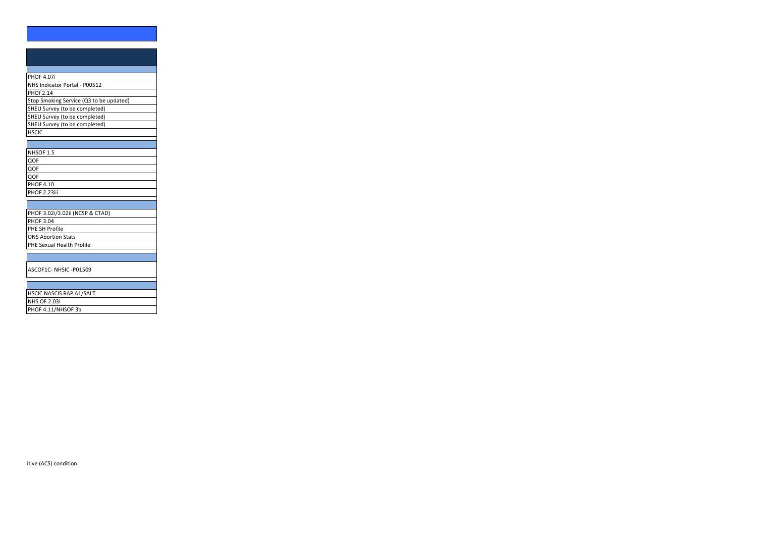| |
|---|
| |
| PHOF 4.07i |
| NHS Indicator Portal - P00512 |
| PHOf 2.14 |
| Stop Smoking Service (Q3 to be updated) |
| SHEU Survey (to be completed) |
| SHEU Survey (to be completed) |
| SHEU Survey (to be completed) |
| HSCIC |
| |
| |
| NHSOF 1.5 |
| QOF |
| QOF |
| QOF |
| PHOF 4.10 |
| PHOF 2.23iii |
| |
| |
| PHOF 3.02i/3.02ii (NCSP & CTAD) |
| PHOF 3.04 |
| PHE SH Profile |
| ONS Abortion Stats |
| PHE Sexual Health Profile |
| |
| |
| ASCOF1C- NHSIC -P01509 |
| |
| |
| HSCIC NASCIS RAP A1/SALT |
| NHS OF 2.03i |
| PHOF 4.11/NHSOF 3b |

itive (ACS) condition.